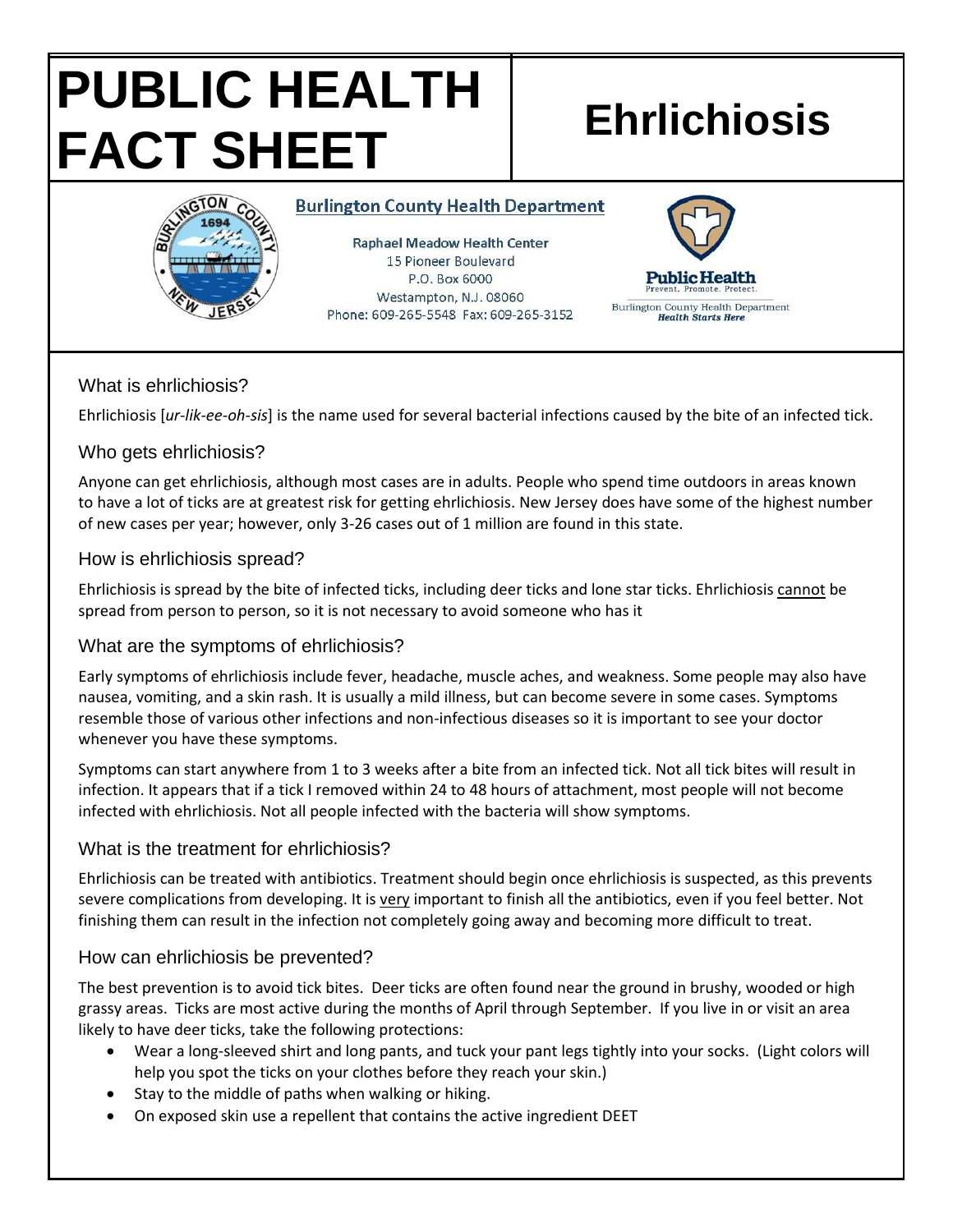# PUBLIC HEALTH FACT SHEET

# Ehrlichiosis

**Burlington County Health Department**

Raphael Meadow Health Center
15 Pioneer Boulevard
P.O. Box 6000
Westampton, N.J. 08060
Phone: 609-265-5548 Fax: 609-265-3152

Public Health
Prevent. Promote. Protect.
Burlington County Health Department
*Health Starts Here*

## What is ehrlichiosis?

Ehrlichiosis [*ur-lik-ee-oh-sis*] is the name used for several bacterial infections caused by the bite of an infected tick.

## Who gets ehrlichiosis?

Anyone can get ehrlichiosis, although most cases are in adults. People who spend time outdoors in areas known to have a lot of ticks are at greatest risk for getting ehrlichiosis. New Jersey does have some of the highest number of new cases per year; however, only 3-26 cases out of 1 million are found in this state.

## How is ehrlichiosis spread?

Ehrlichiosis is spread by the bite of infected ticks, including deer ticks and lone star ticks. Ehrlichiosis <u>cannot</u> be spread from person to person, so it is not necessary to avoid someone who has it

## What are the symptoms of ehrlichiosis?

Early symptoms of ehrlichiosis include fever, headache, muscle aches, and weakness. Some people may also have nausea, vomiting, and a skin rash. It is usually a mild illness, but can become severe in some cases. Symptoms resemble those of various other infections and non-infectious diseases so it is important to see your doctor whenever you have these symptoms.

Symptoms can start anywhere from 1 to 3 weeks after a bite from an infected tick. Not all tick bites will result in infection. It appears that if a tick I removed within 24 to 48 hours of attachment, most people will not become infected with ehrlichiosis. Not all people infected with the bacteria will show symptoms.

## What is the treatment for ehrlichiosis?

Ehrlichiosis can be treated with antibiotics. Treatment should begin once ehrlichiosis is suspected, as this prevents severe complications from developing. It is <u>very</u> important to finish all the antibiotics, even if you feel better. Not finishing them can result in the infection not completely going away and becoming more difficult to treat.

## How can ehrlichiosis be prevented?

The best prevention is to avoid tick bites. Deer ticks are often found near the ground in brushy, wooded or high grassy areas. Ticks are most active during the months of April through September. If you live in or visit an area likely to have deer ticks, take the following protections:

- Wear a long-sleeved shirt and long pants, and tuck your pant legs tightly into your socks. (Light colors will help you spot the ticks on your clothes before they reach your skin.)
- Stay to the middle of paths when walking or hiking.
- On exposed skin use a repellent that contains the active ingredient DEET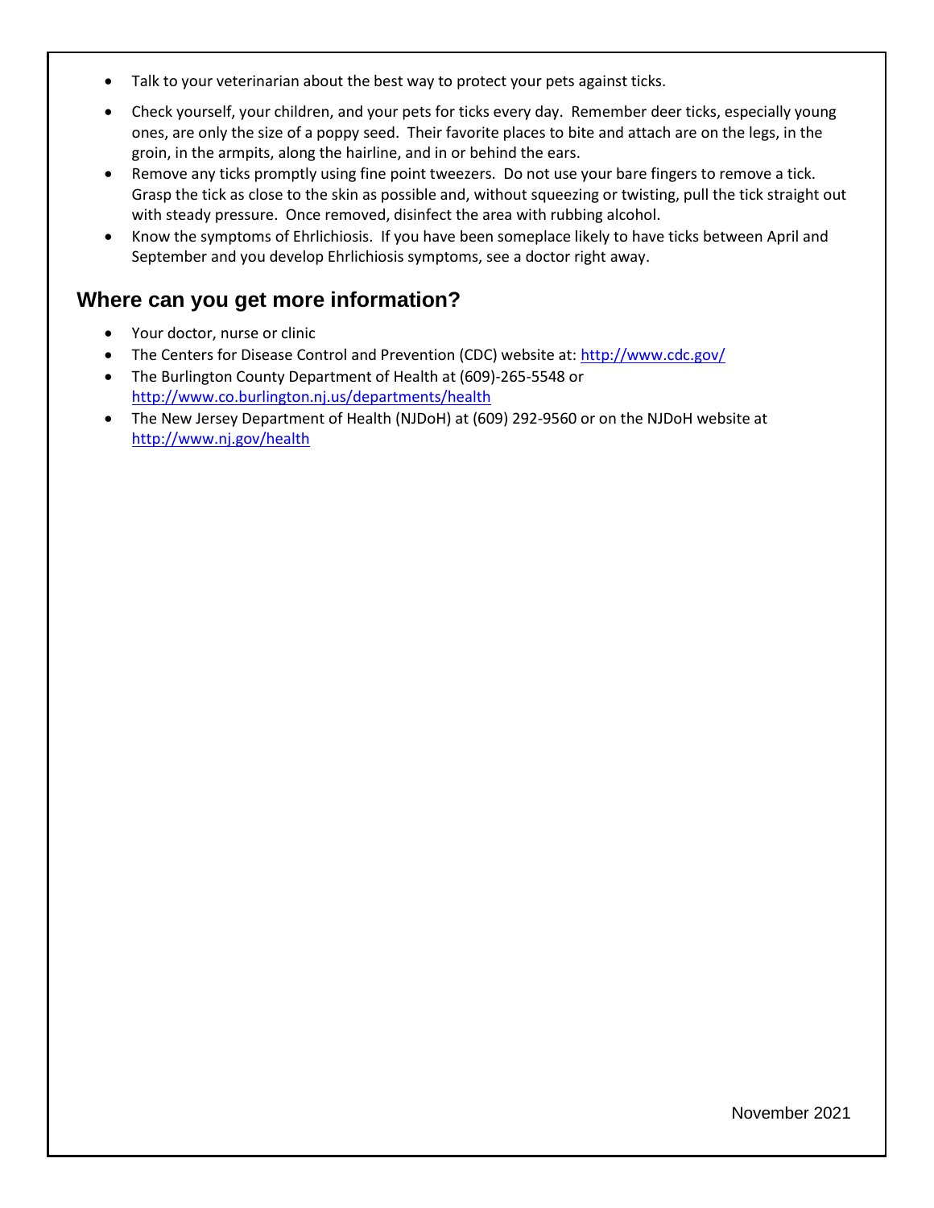- Talk to your veterinarian about the best way to protect your pets against ticks.
- Check yourself, your children, and your pets for ticks every day. Remember deer ticks, especially young ones, are only the size of a poppy seed. Their favorite places to bite and attach are on the legs, in the groin, in the armpits, along the hairline, and in or behind the ears.
- Remove any ticks promptly using fine point tweezers. Do not use your bare fingers to remove a tick. Grasp the tick as close to the skin as possible and, without squeezing or twisting, pull the tick straight out with steady pressure. Once removed, disinfect the area with rubbing alcohol.
- Know the symptoms of Ehrlichiosis. If you have been someplace likely to have ticks between April and September and you develop Ehrlichiosis symptoms, see a doctor right away.

## Where can you get more information?

- Your doctor, nurse or clinic
- The Centers for Disease Control and Prevention (CDC) website at: http://www.cdc.gov/
- The Burlington County Department of Health at (609)-265-5548 or http://www.co.burlington.nj.us/departments/health
- The New Jersey Department of Health (NJDoH) at (609) 292-9560 or on the NJDoH website at http://www.nj.gov/health

November 2021